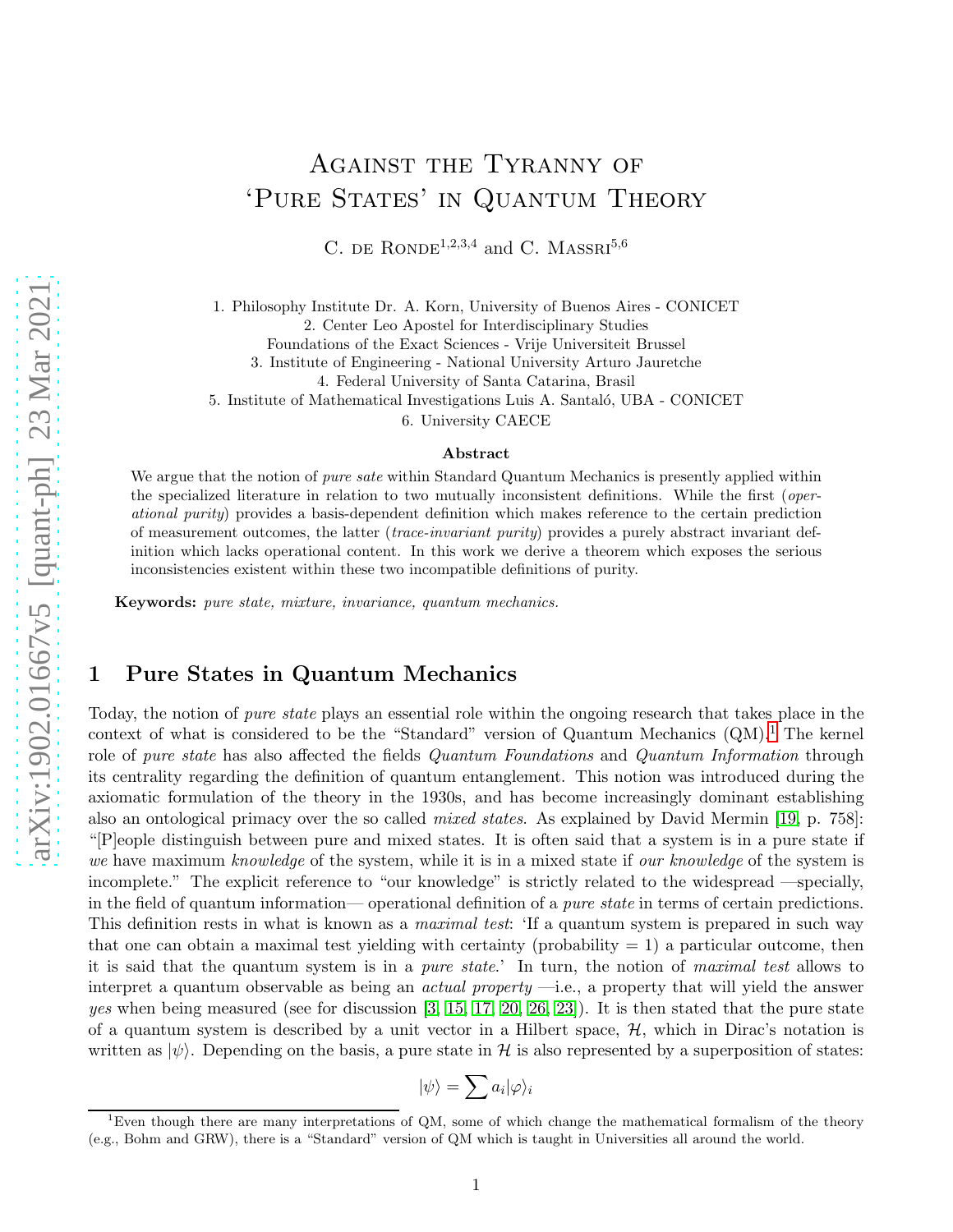# Against the Tyranny of 'Pure States' in Quantum Theory

C. de Ronde[1,2,3,4] and C. Massri[5,6]

1. Philosophy Institute Dr. A. Korn, University of Buenos Aires - CONICET
2. Center Leo Apostel for Interdisciplinary Studies
   Foundations of the Exact Sciences - Vrije Universiteit Brussel
3. Institute of Engineering - National University Arturo Jauretche
4. Federal University of Santa Catarina, Brasil
5. Institute of Mathematical Investigations Luis A. Santaló, UBA - CONICET
6. University CAECE

### Abstract

We argue that the notion of *pure sate* within Standard Quantum Mechanics is presently applied within the specialized literature in relation to two mutually inconsistent definitions. While the first (*operational purity*) provides a basis-dependent definition which makes reference to the certain prediction of measurement outcomes, the latter (*trace-invariant purity*) provides a purely abstract invariant definition which lacks operational content. In this work we derive a theorem which exposes the serious inconsistencies existent within these two incompatible definitions of purity.

**Keywords:** *pure state, mixture, invariance, quantum mechanics.*

## 1 Pure States in Quantum Mechanics

Today, the notion of *pure state* plays an essential role within the ongoing research that takes place in the context of what is considered to be the "Standard" version of Quantum Mechanics (QM).[1] The kernel role of *pure state* has also affected the fields *Quantum Foundations* and *Quantum Information* through its centrality regarding the definition of quantum entanglement. This notion was introduced during the axiomatic formulation of the theory in the 1930s, and has become increasingly dominant establishing also an ontological primacy over the so called *mixed states*. As explained by David Mermin [19, p. 758]: "[P]eople distinguish between pure and mixed states. It is often said that a system is in a pure state if *we* have maximum *knowledge* of the system, while it is in a mixed state if *our knowledge* of the system is incomplete." The explicit reference to "our knowledge" is strictly related to the widespread —specially, in the field of quantum information— operational definition of a *pure state* in terms of certain predictions. This definition rests in what is known as a *maximal test*: 'If a quantum system is prepared in such way that one can obtain a maximal test yielding with certainty (probability = 1) a particular outcome, then it is said that the quantum system is in a *pure state*.' In turn, the notion of *maximal test* allows to interpret a quantum observable as being an *actual property* —i.e., a property that will yield the answer *yes* when being measured (see for discussion [3, 15, 17, 20, 26, 23]). It is then stated that the pure state of a quantum system is described by a unit vector in a Hilbert space, $\mathcal{H}$, which in Dirac's notation is written as $|\psi\rangle$. Depending on the basis, a pure state in $\mathcal{H}$ is also represented by a superposition of states:

$$|\psi\rangle = \sum a_i |\varphi\rangle_i$$

[1] Even though there are many interpretations of QM, some of which change the mathematical formalism of the theory (e.g., Bohm and GRW), there is a "Standard" version of QM which is taught in Universities all around the world.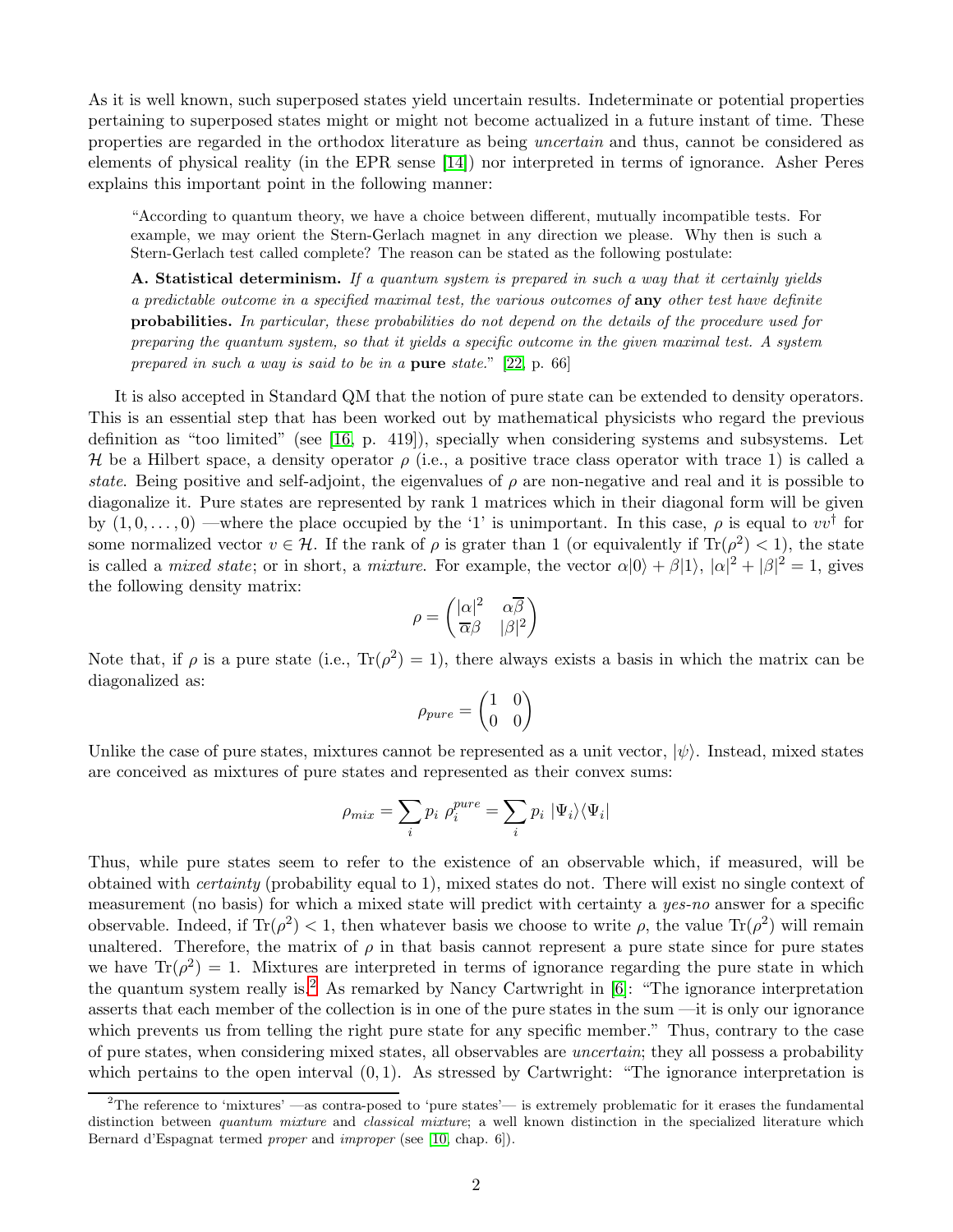As it is well known, such superposed states yield uncertain results. Indeterminate or potential properties pertaining to superposed states might or might not become actualized in a future instant of time. These properties are regarded in the orthodox literature as being *uncertain* and thus, cannot be considered as elements of physical reality (in the EPR sense [14]) nor interpreted in terms of ignorance. Asher Peres explains this important point in the following manner:

> "According to quantum theory, we have a choice between different, mutually incompatible tests. For example, we may orient the Stern-Gerlach magnet in any direction we please. Why then is such a Stern-Gerlach test called complete? The reason can be stated as the following postulate:
>
> **A. Statistical determinism.** *If a quantum system is prepared in such a way that it certainly yields a predictable outcome in a specified maximal test, the various outcomes of* **any** *other test have definite* **probabilities.** *In particular, these probabilities do not depend on the details of the procedure used for preparing the quantum system, so that it yields a specific outcome in the given maximal test. A system prepared in such a way is said to be in a* **pure** *state.*" [22, p. 66]

It is also accepted in Standard QM that the notion of pure state can be extended to density operators. This is an essential step that has been worked out by mathematical physicists who regard the previous definition as "too limited" (see [16, p. 419]), specially when considering systems and subsystems. Let $\mathcal{H}$ be a Hilbert space, a density operator $\rho$ (i.e., a positive trace class operator with trace 1) is called a *state*. Being positive and self-adjoint, the eigenvalues of $\rho$ are non-negative and real and it is possible to diagonalize it. Pure states are represented by rank 1 matrices which in their diagonal form will be given by $(1, 0, \ldots, 0)$ —where the place occupied by the '1' is unimportant. In this case, $\rho$ is equal to $vv^\dagger$ for some normalized vector $v \in \mathcal{H}$. If the rank of $\rho$ is grater than 1 (or equivalently if $\mathrm{Tr}(\rho^2) < 1$), the state is called a *mixed state*; or in short, a *mixture*. For example, the vector $\alpha|0\rangle + \beta|1\rangle$, $|\alpha|^2 + |\beta|^2 = 1$, gives the following density matrix:

$$\rho = \begin{pmatrix} |\alpha|^2 & \alpha\overline{\beta} \\ \overline{\alpha}\beta & |\beta|^2 \end{pmatrix}$$

Note that, if $\rho$ is a pure state (i.e., $\mathrm{Tr}(\rho^2) = 1$), there always exists a basis in which the matrix can be diagonalized as:

$$\rho_{pure} = \begin{pmatrix} 1 & 0 \\ 0 & 0 \end{pmatrix}$$

Unlike the case of pure states, mixtures cannot be represented as a unit vector, $|\psi\rangle$. Instead, mixed states are conceived as mixtures of pure states and represented as their convex sums:

$$\rho_{mix} = \sum_i p_i \ \rho_i^{pure} = \sum_i p_i \ |\Psi_i\rangle\langle\Psi_i|$$

Thus, while pure states seem to refer to the existence of an observable which, if measured, will be obtained with *certainty* (probability equal to 1), mixed states do not. There will exist no single context of measurement (no basis) for which a mixed state will predict with certainty a *yes-no* answer for a specific observable. Indeed, if $\mathrm{Tr}(\rho^2) < 1$, then whatever basis we choose to write $\rho$, the value $\mathrm{Tr}(\rho^2)$ will remain unaltered. Therefore, the matrix of $\rho$ in that basis cannot represent a pure state since for pure states we have $\mathrm{Tr}(\rho^2) = 1$. Mixtures are interpreted in terms of ignorance regarding the pure state in which the quantum system really is.[2] As remarked by Nancy Cartwright in [6]: "The ignorance interpretation asserts that each member of the collection is in one of the pure states in the sum —it is only our ignorance which prevents us from telling the right pure state for any specific member." Thus, contrary to the case of pure states, when considering mixed states, all observables are *uncertain*; they all possess a probability which pertains to the open interval $(0, 1)$. As stressed by Cartwright: "The ignorance interpretation is

[2] The reference to 'mixtures' —as contra-posed to 'pure states'— is extremely problematic for it erases the fundamental distinction between *quantum mixture* and *classical mixture*; a well known distinction in the specialized literature which Bernard d'Espagnat termed *proper* and *improper* (see [10, chap. 6]).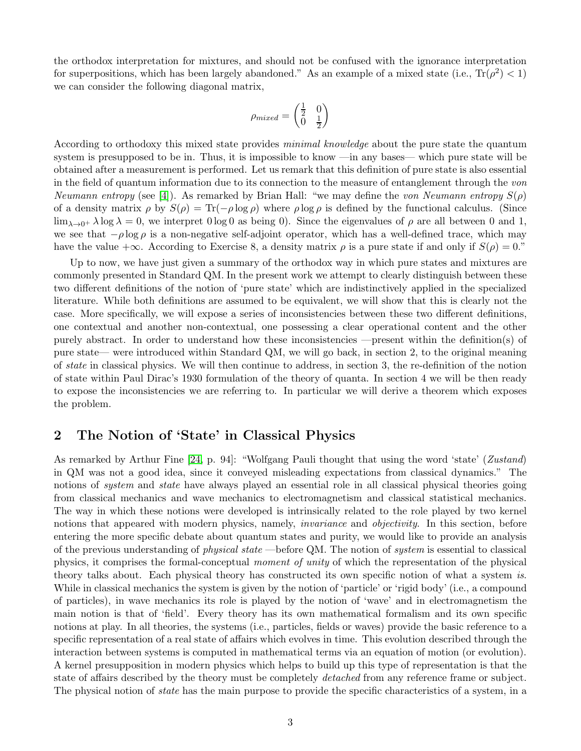the orthodox interpretation for mixtures, and should not be confused with the ignorance interpretation for superpositions, which has been largely abandoned." As an example of a mixed state (i.e., $\text{Tr}(\rho^2) < 1$) we can consider the following diagonal matrix,

$$\rho_{mixed} = \begin{pmatrix} \frac{1}{2} & 0 \\ 0 & \frac{1}{2} \end{pmatrix}$$

According to orthodoxy this mixed state provides *minimal knowledge* about the pure state the quantum system is presupposed to be in. Thus, it is impossible to know —in any bases— which pure state will be obtained after a measurement is performed. Let us remark that this definition of pure state is also essential in the field of quantum information due to its connection to the measure of entanglement through the *von Neumann entropy* (see [4]). As remarked by Brian Hall: "we may define the *von Neumann entropy* $S(\rho)$ of a density matrix $\rho$ by $S(\rho) = \text{Tr}(-\rho \log \rho)$ where $\rho \log \rho$ is defined by the functional calculus. (Since $\lim_{\lambda \to 0^+} \lambda \log \lambda = 0$, we interpret $0 \log 0$ as being 0). Since the eigenvalues of $\rho$ are all between 0 and 1, we see that $-\rho \log \rho$ is a non-negative self-adjoint operator, which has a well-defined trace, which may have the value $+\infty$. According to Exercise 8, a density matrix $\rho$ is a pure state if and only if $S(\rho) = 0$."

Up to now, we have just given a summary of the orthodox way in which pure states and mixtures are commonly presented in Standard QM. In the present work we attempt to clearly distinguish between these two different definitions of the notion of 'pure state' which are indistinctively applied in the specialized literature. While both definitions are assumed to be equivalent, we will show that this is clearly not the case. More specifically, we will expose a series of inconsistencies between these two different definitions, one contextual and another non-contextual, one possessing a clear operational content and the other purely abstract. In order to understand how these inconsistencies —present within the definition(s) of pure state— were introduced within Standard QM, we will go back, in section 2, to the original meaning of *state* in classical physics. We will then continue to address, in section 3, the re-definition of the notion of state within Paul Dirac's 1930 formulation of the theory of quanta. In section 4 we will be then ready to expose the inconsistencies we are referring to. In particular we will derive a theorem which exposes the problem.

## 2 The Notion of 'State' in Classical Physics

As remarked by Arthur Fine [24, p. 94]: "Wolfgang Pauli thought that using the word 'state' (*Zustand*) in QM was not a good idea, since it conveyed misleading expectations from classical dynamics." The notions of *system* and *state* have always played an essential role in all classical physical theories going from classical mechanics and wave mechanics to electromagnetism and classical statistical mechanics. The way in which these notions were developed is intrinsically related to the role played by two kernel notions that appeared with modern physics, namely, *invariance* and *objectivity*. In this section, before entering the more specific debate about quantum states and purity, we would like to provide an analysis of the previous understanding of *physical state* —before QM. The notion of *system* is essential to classical physics, it comprises the formal-conceptual *moment of unity* of which the representation of the physical theory talks about. Each physical theory has constructed its own specific notion of what a system *is*. While in classical mechanics the system is given by the notion of 'particle' or 'rigid body' (i.e., a compound of particles), in wave mechanics its role is played by the notion of 'wave' and in electromagnetism the main notion is that of 'field'. Every theory has its own mathematical formalism and its own specific notions at play. In all theories, the systems (i.e., particles, fields or waves) provide the basic reference to a specific representation of a real state of affairs which evolves in time. This evolution described through the interaction between systems is computed in mathematical terms via an equation of motion (or evolution). A kernel presupposition in modern physics which helps to build up this type of representation is that the state of affairs described by the theory must be completely *detached* from any reference frame or subject. The physical notion of *state* has the main purpose to provide the specific characteristics of a system, in a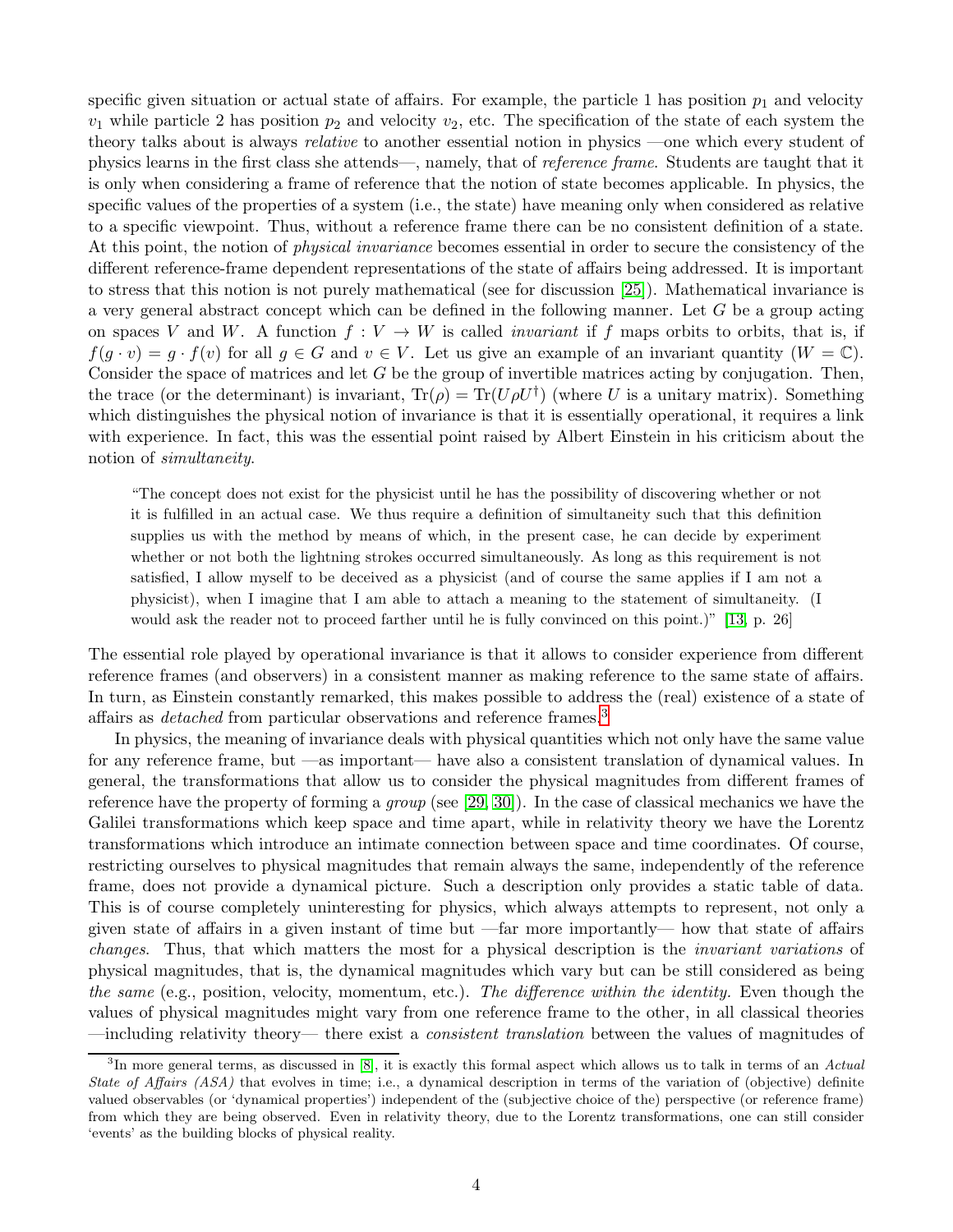specific given situation or actual state of affairs. For example, the particle 1 has position $p_1$ and velocity $v_1$ while particle 2 has position $p_2$ and velocity $v_2$, etc. The specification of the state of each system the theory talks about is always *relative* to another essential notion in physics —one which every student of physics learns in the first class she attends—, namely, that of *reference frame*. Students are taught that it is only when considering a frame of reference that the notion of state becomes applicable. In physics, the specific values of the properties of a system (i.e., the state) have meaning only when considered as relative to a specific viewpoint. Thus, without a reference frame there can be no consistent definition of a state. At this point, the notion of *physical invariance* becomes essential in order to secure the consistency of the different reference-frame dependent representations of the state of affairs being addressed. It is important to stress that this notion is not purely mathematical (see for discussion [25]). Mathematical invariance is a very general abstract concept which can be defined in the following manner. Let $G$ be a group acting on spaces $V$ and $W$. A function $f : V \to W$ is called *invariant* if $f$ maps orbits to orbits, that is, if $f(g \cdot v) = g \cdot f(v)$ for all $g \in G$ and $v \in V$. Let us give an example of an invariant quantity ($W = \mathbb{C}$). Consider the space of matrices and let $G$ be the group of invertible matrices acting by conjugation. Then, the trace (or the determinant) is invariant, $\mathrm{Tr}(\rho) = \mathrm{Tr}(U\rho U^{\dagger})$ (where $U$ is a unitary matrix). Something which distinguishes the physical notion of invariance is that it is essentially operational, it requires a link with experience. In fact, this was the essential point raised by Albert Einstein in his criticism about the notion of *simultaneity*.

> "The concept does not exist for the physicist until he has the possibility of discovering whether or not it is fulfilled in an actual case. We thus require a definition of simultaneity such that this definition supplies us with the method by means of which, in the present case, he can decide by experiment whether or not both the lightning strokes occurred simultaneously. As long as this requirement is not satisfied, I allow myself to be deceived as a physicist (and of course the same applies if I am not a physicist), when I imagine that I am able to attach a meaning to the statement of simultaneity. (I would ask the reader not to proceed farther until he is fully convinced on this point.)" [13, p. 26]

The essential role played by operational invariance is that it allows to consider experience from different reference frames (and observers) in a consistent manner as making reference to the same state of affairs. In turn, as Einstein constantly remarked, this makes possible to address the (real) existence of a state of affairs as *detached* from particular observations and reference frames.[3]

In physics, the meaning of invariance deals with physical quantities which not only have the same value for any reference frame, but —as important— have also a consistent translation of dynamical values. In general, the transformations that allow us to consider the physical magnitudes from different frames of reference have the property of forming a *group* (see [29, 30]). In the case of classical mechanics we have the Galilei transformations which keep space and time apart, while in relativity theory we have the Lorentz transformations which introduce an intimate connection between space and time coordinates. Of course, restricting ourselves to physical magnitudes that remain always the same, independently of the reference frame, does not provide a dynamical picture. Such a description only provides a static table of data. This is of course completely uninteresting for physics, which always attempts to represent, not only a given state of affairs in a given instant of time but —far more importantly— how that state of affairs *changes*. Thus, that which matters the most for a physical description is the *invariant variations* of physical magnitudes, that is, the dynamical magnitudes which vary but can be still considered as being *the same* (e.g., position, velocity, momentum, etc.). *The difference within the identity.* Even though the values of physical magnitudes might vary from one reference frame to the other, in all classical theories —including relativity theory— there exist a *consistent translation* between the values of magnitudes of

[3] In more general terms, as discussed in [8], it is exactly this formal aspect which allows us to talk in terms of an *Actual State of Affairs (ASA)* that evolves in time; i.e., a dynamical description in terms of the variation of (objective) definite valued observables (or 'dynamical properties') independent of the (subjective choice of the) perspective (or reference frame) from which they are being observed. Even in relativity theory, due to the Lorentz transformations, one can still consider 'events' as the building blocks of physical reality.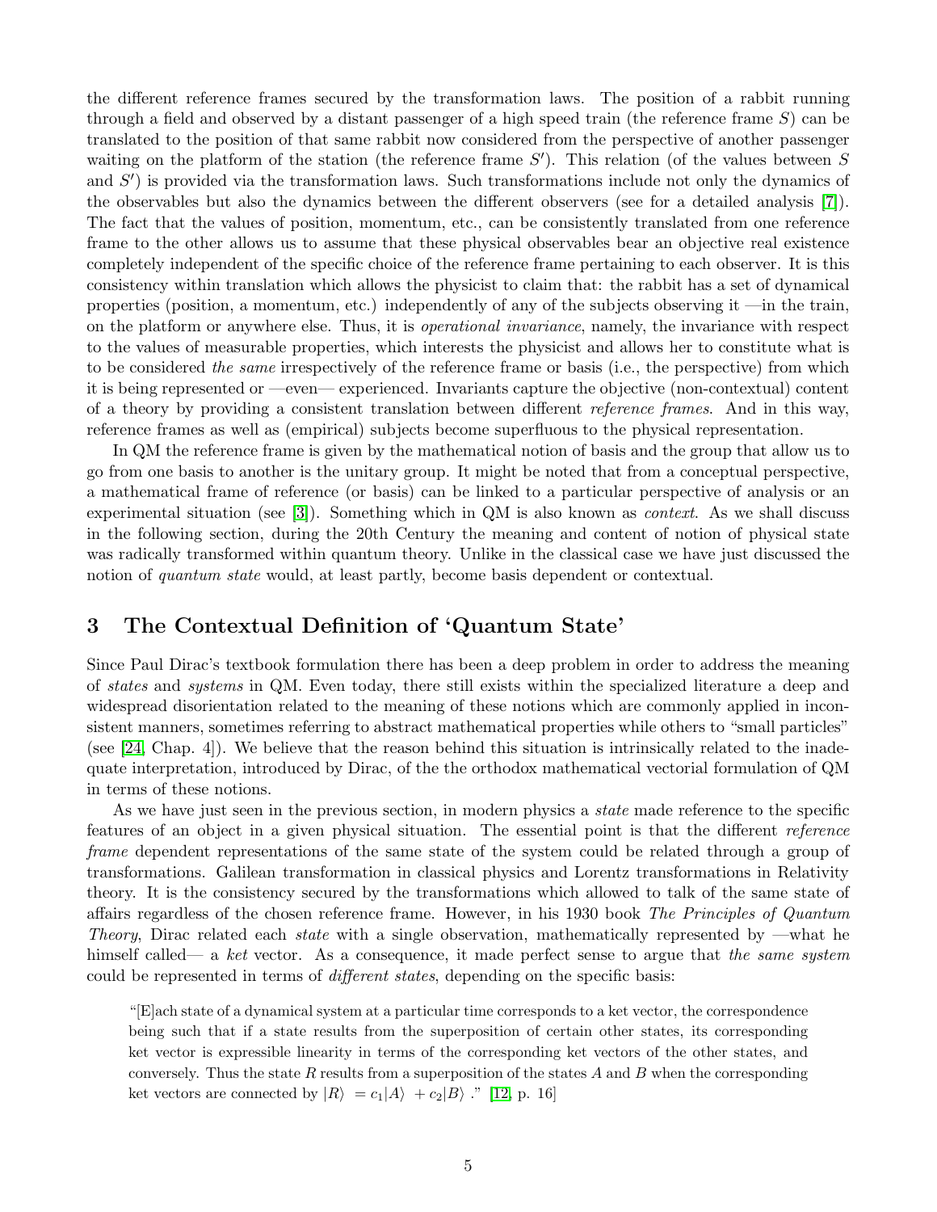the different reference frames secured by the transformation laws. The position of a rabbit running through a field and observed by a distant passenger of a high speed train (the reference frame $S$) can be translated to the position of that same rabbit now considered from the perspective of another passenger waiting on the platform of the station (the reference frame $S'$). This relation (of the values between $S$ and $S'$) is provided via the transformation laws. Such transformations include not only the dynamics of the observables but also the dynamics between the different observers (see for a detailed analysis [7]). The fact that the values of position, momentum, etc., can be consistently translated from one reference frame to the other allows us to assume that these physical observables bear an objective real existence completely independent of the specific choice of the reference frame pertaining to each observer. It is this consistency within translation which allows the physicist to claim that: the rabbit has a set of dynamical properties (position, a momentum, etc.) independently of any of the subjects observing it —in the train, on the platform or anywhere else. Thus, it is *operational invariance*, namely, the invariance with respect to the values of measurable properties, which interests the physicist and allows her to constitute what is to be considered *the same* irrespectively of the reference frame or basis (i.e., the perspective) from which it is being represented or —even— experienced. Invariants capture the objective (non-contextual) content of a theory by providing a consistent translation between different *reference frames*. And in this way, reference frames as well as (empirical) subjects become superfluous to the physical representation.

In QM the reference frame is given by the mathematical notion of basis and the group that allow us to go from one basis to another is the unitary group. It might be noted that from a conceptual perspective, a mathematical frame of reference (or basis) can be linked to a particular perspective of analysis or an experimental situation (see [3]). Something which in QM is also known as *context*. As we shall discuss in the following section, during the 20th Century the meaning and content of notion of physical state was radically transformed within quantum theory. Unlike in the classical case we have just discussed the notion of *quantum state* would, at least partly, become basis dependent or contextual.

## 3 The Contextual Definition of 'Quantum State'

Since Paul Dirac's textbook formulation there has been a deep problem in order to address the meaning of *states* and *systems* in QM. Even today, there still exists within the specialized literature a deep and widespread disorientation related to the meaning of these notions which are commonly applied in inconsistent manners, sometimes referring to abstract mathematical properties while others to "small particles" (see [24, Chap. 4]). We believe that the reason behind this situation is intrinsically related to the inadequate interpretation, introduced by Dirac, of the the orthodox mathematical vectorial formulation of QM in terms of these notions.

As we have just seen in the previous section, in modern physics a *state* made reference to the specific features of an object in a given physical situation. The essential point is that the different *reference frame* dependent representations of the same state of the system could be related through a group of transformations. Galilean transformation in classical physics and Lorentz transformations in Relativity theory. It is the consistency secured by the transformations which allowed to talk of the same state of affairs regardless of the chosen reference frame. However, in his 1930 book *The Principles of Quantum Theory*, Dirac related each *state* with a single observation, mathematically represented by —what he himself called— a *ket* vector. As a consequence, it made perfect sense to argue that *the same system* could be represented in terms of *different states*, depending on the specific basis:

> "[E]ach state of a dynamical system at a particular time corresponds to a ket vector, the correspondence being such that if a state results from the superposition of certain other states, its corresponding ket vector is expressible linearity in terms of the corresponding ket vectors of the other states, and conversely. Thus the state $R$ results from a superposition of the states $A$ and $B$ when the corresponding ket vectors are connected by $|R\rangle\ = c_1|A\rangle\ + c_2|B\rangle$ ." [12, p. 16]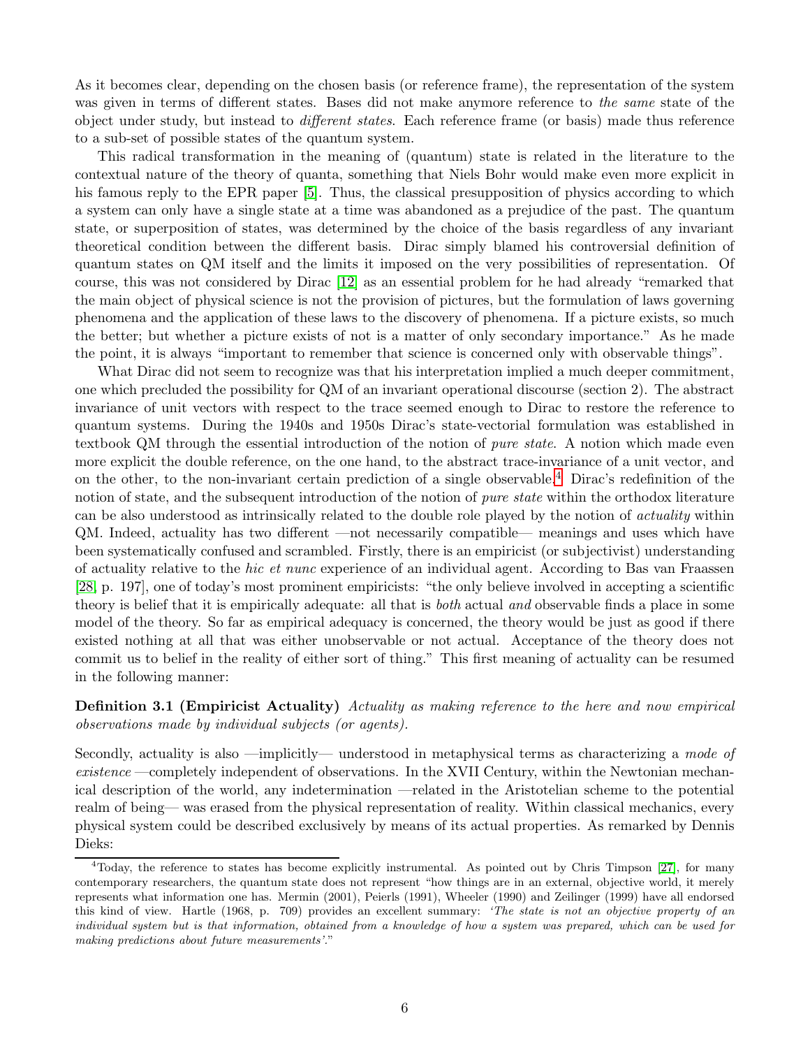As it becomes clear, depending on the chosen basis (or reference frame), the representation of the system was given in terms of different states. Bases did not make anymore reference to *the same* state of the object under study, but instead to *different states*. Each reference frame (or basis) made thus reference to a sub-set of possible states of the quantum system.

This radical transformation in the meaning of (quantum) state is related in the literature to the contextual nature of the theory of quanta, something that Niels Bohr would make even more explicit in his famous reply to the EPR paper [5]. Thus, the classical presupposition of physics according to which a system can only have a single state at a time was abandoned as a prejudice of the past. The quantum state, or superposition of states, was determined by the choice of the basis regardless of any invariant theoretical condition between the different basis. Dirac simply blamed his controversial definition of quantum states on QM itself and the limits it imposed on the very possibilities of representation. Of course, this was not considered by Dirac [12] as an essential problem for he had already "remarked that the main object of physical science is not the provision of pictures, but the formulation of laws governing phenomena and the application of these laws to the discovery of phenomena. If a picture exists, so much the better; but whether a picture exists of not is a matter of only secondary importance." As he made the point, it is always "important to remember that science is concerned only with observable things".

What Dirac did not seem to recognize was that his interpretation implied a much deeper commitment, one which precluded the possibility for QM of an invariant operational discourse (section 2). The abstract invariance of unit vectors with respect to the trace seemed enough to Dirac to restore the reference to quantum systems. During the 1940s and 1950s Dirac's state-vectorial formulation was established in textbook QM through the essential introduction of the notion of *pure state*. A notion which made even more explicit the double reference, on the one hand, to the abstract trace-invariance of a unit vector, and on the other, to the non-invariant certain prediction of a single observable.[4] Dirac's redefinition of the notion of state, and the subsequent introduction of the notion of *pure state* within the orthodox literature can be also understood as intrinsically related to the double role played by the notion of *actuality* within QM. Indeed, actuality has two different —not necessarily compatible— meanings and uses which have been systematically confused and scrambled. Firstly, there is an empiricist (or subjectivist) understanding of actuality relative to the *hic et nunc* experience of an individual agent. According to Bas van Fraassen [28, p. 197], one of today's most prominent empiricists: "the only believe involved in accepting a scientific theory is belief that it is empirically adequate: all that is *both* actual *and* observable finds a place in some model of the theory. So far as empirical adequacy is concerned, the theory would be just as good if there existed nothing at all that was either unobservable or not actual. Acceptance of the theory does not commit us to belief in the reality of either sort of thing." This first meaning of actuality can be resumed in the following manner:

**Definition 3.1 (Empiricist Actuality)** *Actuality as making reference to the here and now empirical observations made by individual subjects (or agents).*

Secondly, actuality is also —implicitly— understood in metaphysical terms as characterizing a *mode of existence* —completely independent of observations. In the XVII Century, within the Newtonian mechanical description of the world, any indetermination —related in the Aristotelian scheme to the potential realm of being— was erased from the physical representation of reality. Within classical mechanics, every physical system could be described exclusively by means of its actual properties. As remarked by Dennis Dieks:

[4] Today, the reference to states has become explicitly instrumental. As pointed out by Chris Timpson [27], for many contemporary researchers, the quantum state does not represent "how things are in an external, objective world, it merely represents what information one has. Mermin (2001), Peierls (1991), Wheeler (1990) and Zeilinger (1999) have all endorsed this kind of view. Hartle (1968, p. 709) provides an excellent summary: *'The state is not an objective property of an individual system but is that information, obtained from a knowledge of how a system was prepared, which can be used for making predictions about future measurements'*."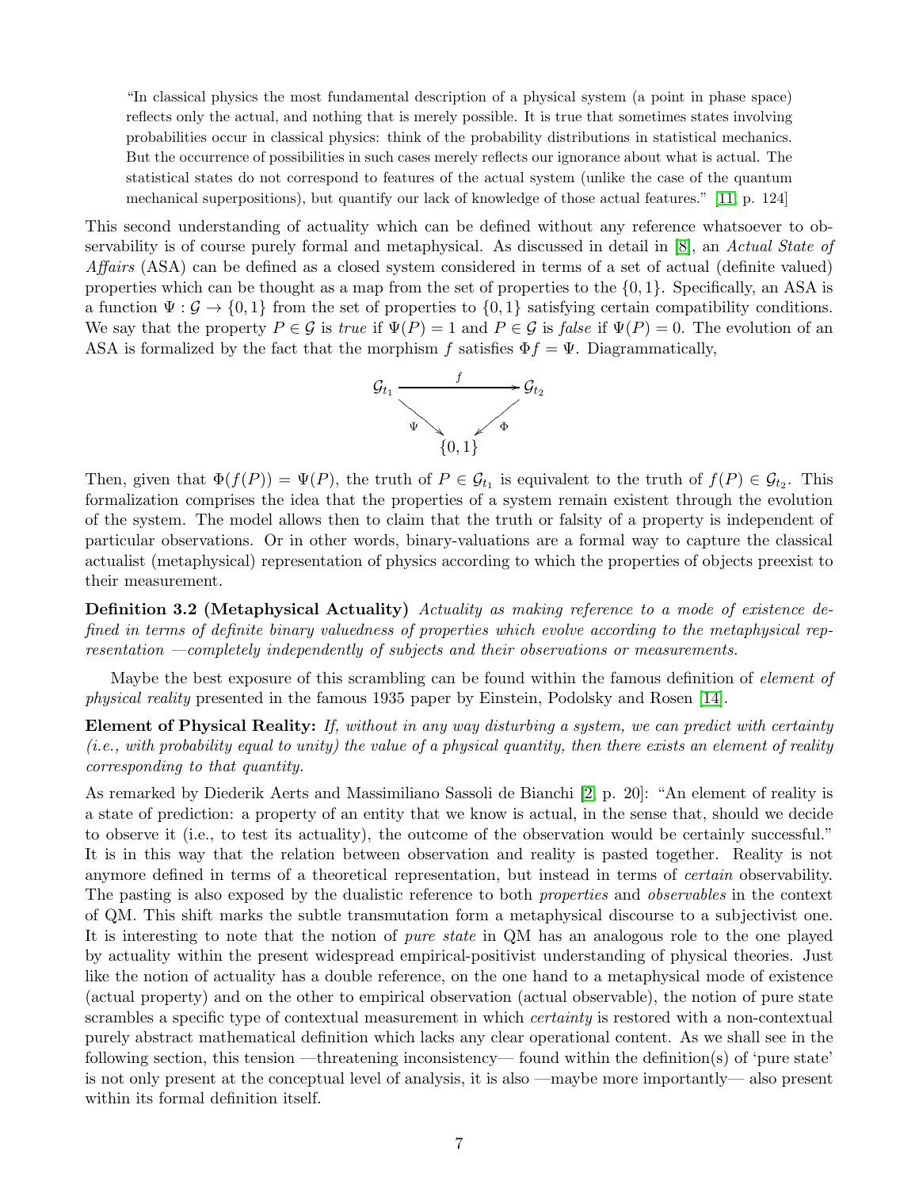> "In classical physics the most fundamental description of a physical system (a point in phase space) reflects only the actual, and nothing that is merely possible. It is true that sometimes states involving probabilities occur in classical physics: think of the probability distributions in statistical mechanics. But the occurrence of possibilities in such cases merely reflects our ignorance about what is actual. The statistical states do not correspond to features of the actual system (unlike the case of the quantum mechanical superpositions), but quantify our lack of knowledge of those actual features." [11, p. 124]

This second understanding of actuality which can be defined without any reference whatsoever to observability is of course purely formal and metaphysical. As discussed in detail in [8], an *Actual State of Affairs* (ASA) can be defined as a closed system considered in terms of a set of actual (definite valued) properties which can be thought as a map from the set of properties to the $\{0, 1\}$. Specifically, an ASA is a function $\Psi : \mathcal{G} \rightarrow \{0, 1\}$ from the set of properties to $\{0, 1\}$ satisfying certain compatibility conditions. We say that the property $P \in \mathcal{G}$ is *true* if $\Psi(P) = 1$ and $P \in \mathcal{G}$ is *false* if $\Psi(P) = 0$. The evolution of an ASA is formalized by the fact that the morphism $f$ satisfies $\Phi f = \Psi$. Diagrammatically,

$$\begin{array}{ccc} \mathcal{G}_{t_1} & \xrightarrow{\quad f \quad} & \mathcal{G}_{t_2} \\ & \underset{\Psi}{\searrow} \quad \underset{\Phi}{\swarrow} & \\ & \{0,1\} & \end{array}$$

Then, given that $\Phi(f(P)) = \Psi(P)$, the truth of $P \in \mathcal{G}_{t_1}$ is equivalent to the truth of $f(P) \in \mathcal{G}_{t_2}$. This formalization comprises the idea that the properties of a system remain existent through the evolution of the system. The model allows then to claim that the truth or falsity of a property is independent of particular observations. Or in other words, binary-valuations are a formal way to capture the classical actualist (metaphysical) representation of physics according to which the properties of objects preexist to their measurement.

**Definition 3.2 (Metaphysical Actuality)** *Actuality as making reference to a mode of existence defined in terms of definite binary valuedness of properties which evolve according to the metaphysical representation —completely independently of subjects and their observations or measurements.*

Maybe the best exposure of this scrambling can be found within the famous definition of *element of physical reality* presented in the famous 1935 paper by Einstein, Podolsky and Rosen [14].

**Element of Physical Reality:** *If, without in any way disturbing a system, we can predict with certainty (i.e., with probability equal to unity) the value of a physical quantity, then there exists an element of reality corresponding to that quantity.*

As remarked by Diederik Aerts and Massimiliano Sassoli de Bianchi [2, p. 20]: "An element of reality is a state of prediction: a property of an entity that we know is actual, in the sense that, should we decide to observe it (i.e., to test its actuality), the outcome of the observation would be certainly successful." It is in this way that the relation between observation and reality is pasted together. Reality is not anymore defined in terms of a theoretical representation, but instead in terms of *certain* observability. The pasting is also exposed by the dualistic reference to both *properties* and *observables* in the context of QM. This shift marks the subtle transmutation form a metaphysical discourse to a subjectivist one. It is interesting to note that the notion of *pure state* in QM has an analogous role to the one played by actuality within the present widespread empirical-positivist understanding of physical theories. Just like the notion of actuality has a double reference, on the one hand to a metaphysical mode of existence (actual property) and on the other to empirical observation (actual observable), the notion of pure state scrambles a specific type of contextual measurement in which *certainty* is restored with a non-contextual purely abstract mathematical definition which lacks any clear operational content. As we shall see in the following section, this tension —threatening inconsistency— found within the definition(s) of 'pure state' is not only present at the conceptual level of analysis, it is also —maybe more importantly— also present within its formal definition itself.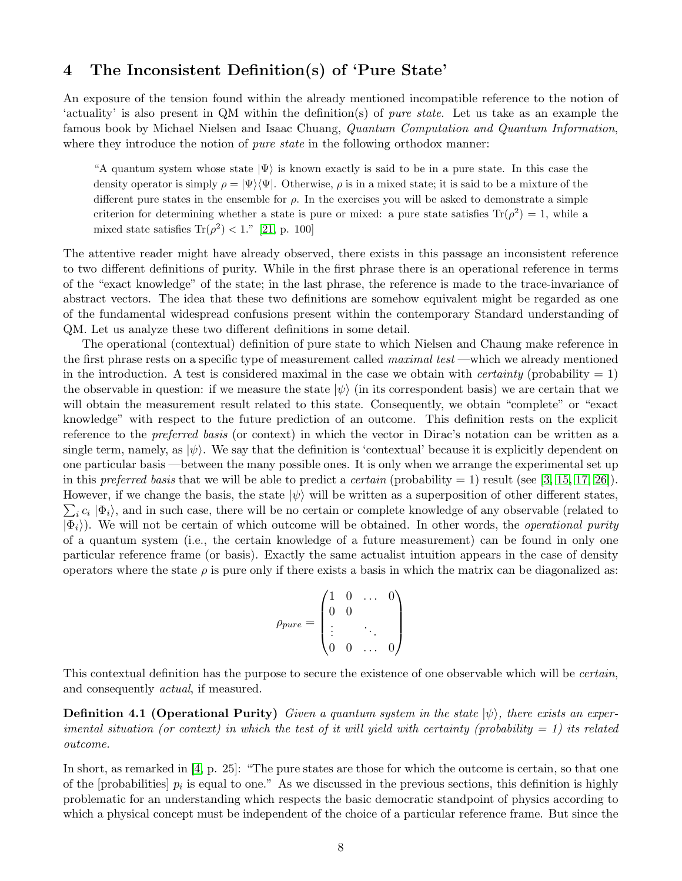## 4 The Inconsistent Definition(s) of 'Pure State'

An exposure of the tension found within the already mentioned incompatible reference to the notion of 'actuality' is also present in QM within the definition(s) of *pure state*. Let us take as an example the famous book by Michael Nielsen and Isaac Chuang, *Quantum Computation and Quantum Information*, where they introduce the notion of *pure state* in the following orthodox manner:

> "A quantum system whose state $|\Psi\rangle$ is known exactly is said to be in a pure state. In this case the density operator is simply $\rho = |\Psi\rangle\langle\Psi|$. Otherwise, $\rho$ is in a mixed state; it is said to be a mixture of the different pure states in the ensemble for $\rho$. In the exercises you will be asked to demonstrate a simple criterion for determining whether a state is pure or mixed: a pure state satisfies $\mathrm{Tr}(\rho^2) = 1$, while a mixed state satisfies $\mathrm{Tr}(\rho^2) < 1$." [21, p. 100]

The attentive reader might have already observed, there exists in this passage an inconsistent reference to two different definitions of purity. While in the first phrase there is an operational reference in terms of the "exact knowledge" of the state; in the last phrase, the reference is made to the trace-invariance of abstract vectors. The idea that these two definitions are somehow equivalent might be regarded as one of the fundamental widespread confusions present within the contemporary Standard understanding of QM. Let us analyze these two different definitions in some detail.

The operational (contextual) definition of pure state to which Nielsen and Chaung make reference in the first phrase rests on a specific type of measurement called *maximal test* —which we already mentioned in the introduction. A test is considered maximal in the case we obtain with *certainty* (probability = 1) the observable in question: if we measure the state $|\psi\rangle$ (in its correspondent basis) we are certain that we will obtain the measurement result related to this state. Consequently, we obtain "complete" or "exact knowledge" with respect to the future prediction of an outcome. This definition rests on the explicit reference to the *preferred basis* (or context) in which the vector in Dirac's notation can be written as a single term, namely, as $|\psi\rangle$. We say that the definition is 'contextual' because it is explicitly dependent on one particular basis —between the many possible ones. It is only when we arrange the experimental set up in this *preferred basis* that we will be able to predict a *certain* (probability = 1) result (see [3, 15, 17, 26]). However, if we change the basis, the state $|\psi\rangle$ will be written as a superposition of other different states, $\sum_i c_i |\Phi_i\rangle$, and in such case, there will be no certain or complete knowledge of any observable (related to $|\Phi_i\rangle$). We will not be certain of which outcome will be obtained. In other words, the *operational purity* of a quantum system (i.e., the certain knowledge of a future measurement) can be found in only one particular reference frame (or basis). Exactly the same actualist intuition appears in the case of density operators where the state $\rho$ is pure only if there exists a basis in which the matrix can be diagonalized as:

$$\rho_{pure} = \begin{pmatrix} 1 & 0 & \dots & 0 \\ 0 & 0 & & \\ \vdots & & \ddots & \\ 0 & 0 & \dots & 0 \end{pmatrix}$$

This contextual definition has the purpose to secure the existence of one observable which will be *certain*, and consequently *actual*, if measured.

**Definition 4.1 (Operational Purity)** *Given a quantum system in the state $|\psi\rangle$, there exists an experimental situation (or context) in which the test of it will yield with certainty (probability = 1) its related outcome.*

In short, as remarked in [4, p. 25]: "The pure states are those for which the outcome is certain, so that one of the [probabilities] $p_i$ is equal to one." As we discussed in the previous sections, this definition is highly problematic for an understanding which respects the basic democratic standpoint of physics according to which a physical concept must be independent of the choice of a particular reference frame. But since the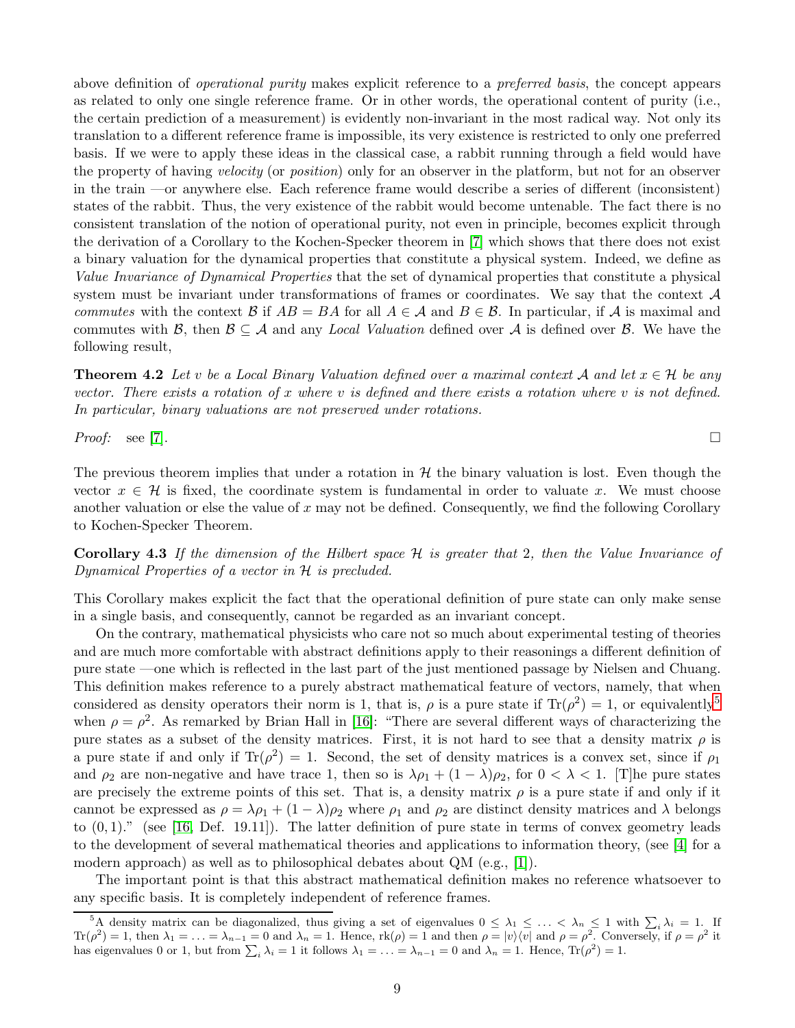above definition of *operational purity* makes explicit reference to a *preferred basis*, the concept appears as related to only one single reference frame. Or in other words, the operational content of purity (i.e., the certain prediction of a measurement) is evidently non-invariant in the most radical way. Not only its translation to a different reference frame is impossible, its very existence is restricted to only one preferred basis. If we were to apply these ideas in the classical case, a rabbit running through a field would have the property of having *velocity* (or *position*) only for an observer in the platform, but not for an observer in the train —or anywhere else. Each reference frame would describe a series of different (inconsistent) states of the rabbit. Thus, the very existence of the rabbit would become untenable. The fact there is no consistent translation of the notion of operational purity, not even in principle, becomes explicit through the derivation of a Corollary to the Kochen-Specker theorem in [7] which shows that there does not exist a binary valuation for the dynamical properties that constitute a physical system. Indeed, we define as *Value Invariance of Dynamical Properties* that the set of dynamical properties that constitute a physical system must be invariant under transformations of frames or coordinates. We say that the context $\mathcal{A}$ *commutes* with the context $\mathcal{B}$ if $AB = BA$ for all $A \in \mathcal{A}$ and $B \in \mathcal{B}$. In particular, if $\mathcal{A}$ is maximal and commutes with $\mathcal{B}$, then $\mathcal{B} \subseteq \mathcal{A}$ and any *Local Valuation* defined over $\mathcal{A}$ is defined over $\mathcal{B}$. We have the following result,

**Theorem 4.2** *Let $v$ be a Local Binary Valuation defined over a maximal context $\mathcal{A}$ and let $x \in \mathcal{H}$ be any vector. There exists a rotation of $x$ where $v$ is defined and there exists a rotation where $v$ is not defined. In particular, binary valuations are not preserved under rotations.*

*Proof:* see [7]. □

The previous theorem implies that under a rotation in $\mathcal{H}$ the binary valuation is lost. Even though the vector $x \in \mathcal{H}$ is fixed, the coordinate system is fundamental in order to valuate $x$. We must choose another valuation or else the value of $x$ may not be defined. Consequently, we find the following Corollary to Kochen-Specker Theorem.

**Corollary 4.3** *If the dimension of the Hilbert space $\mathcal{H}$ is greater that 2, then the Value Invariance of Dynamical Properties of a vector in $\mathcal{H}$ is precluded.*

This Corollary makes explicit the fact that the operational definition of pure state can only make sense in a single basis, and consequently, cannot be regarded as an invariant concept.

On the contrary, mathematical physicists who care not so much about experimental testing of theories and are much more comfortable with abstract definitions apply to their reasonings a different definition of pure state —one which is reflected in the last part of the just mentioned passage by Nielsen and Chuang. This definition makes reference to a purely abstract mathematical feature of vectors, namely, that when considered as density operators their norm is 1, that is, $\rho$ is a pure state if $\mathrm{Tr}(\rho^2) = 1$, or equivalently[5] when $\rho = \rho^2$. As remarked by Brian Hall in [16]: "There are several different ways of characterizing the pure states as a subset of the density matrices. First, it is not hard to see that a density matrix $\rho$ is a pure state if and only if $\mathrm{Tr}(\rho^2) = 1$. Second, the set of density matrices is a convex set, since if $\rho_1$ and $\rho_2$ are non-negative and have trace 1, then so is $\lambda\rho_1 + (1-\lambda)\rho_2$, for $0 < \lambda < 1$. [T]he pure states are precisely the extreme points of this set. That is, a density matrix $\rho$ is a pure state if and only if it cannot be expressed as $\rho = \lambda\rho_1 + (1-\lambda)\rho_2$ where $\rho_1$ and $\rho_2$ are distinct density matrices and $\lambda$ belongs to $(0, 1)$." (see [16, Def. 19.11]). The latter definition of pure state in terms of convex geometry leads to the development of several mathematical theories and applications to information theory, (see [4] for a modern approach) as well as to philosophical debates about QM (e.g., [1]).

The important point is that this abstract mathematical definition makes no reference whatsoever to any specific basis. It is completely independent of reference frames.

---

[5] A density matrix can be diagonalized, thus giving a set of eigenvalues $0 \leq \lambda_1 \leq \ldots < \lambda_n \leq 1$ with $\sum_i \lambda_i = 1$. If $\mathrm{Tr}(\rho^2) = 1$, then $\lambda_1 = \ldots = \lambda_{n-1} = 0$ and $\lambda_n = 1$. Hence, $\mathrm{rk}(\rho) = 1$ and then $\rho = |v\rangle\langle v|$ and $\rho = \rho^2$. Conversely, if $\rho = \rho^2$ it has eigenvalues 0 or 1, but from $\sum_i \lambda_i = 1$ it follows $\lambda_1 = \ldots = \lambda_{n-1} = 0$ and $\lambda_n = 1$. Hence, $\mathrm{Tr}(\rho^2) = 1$.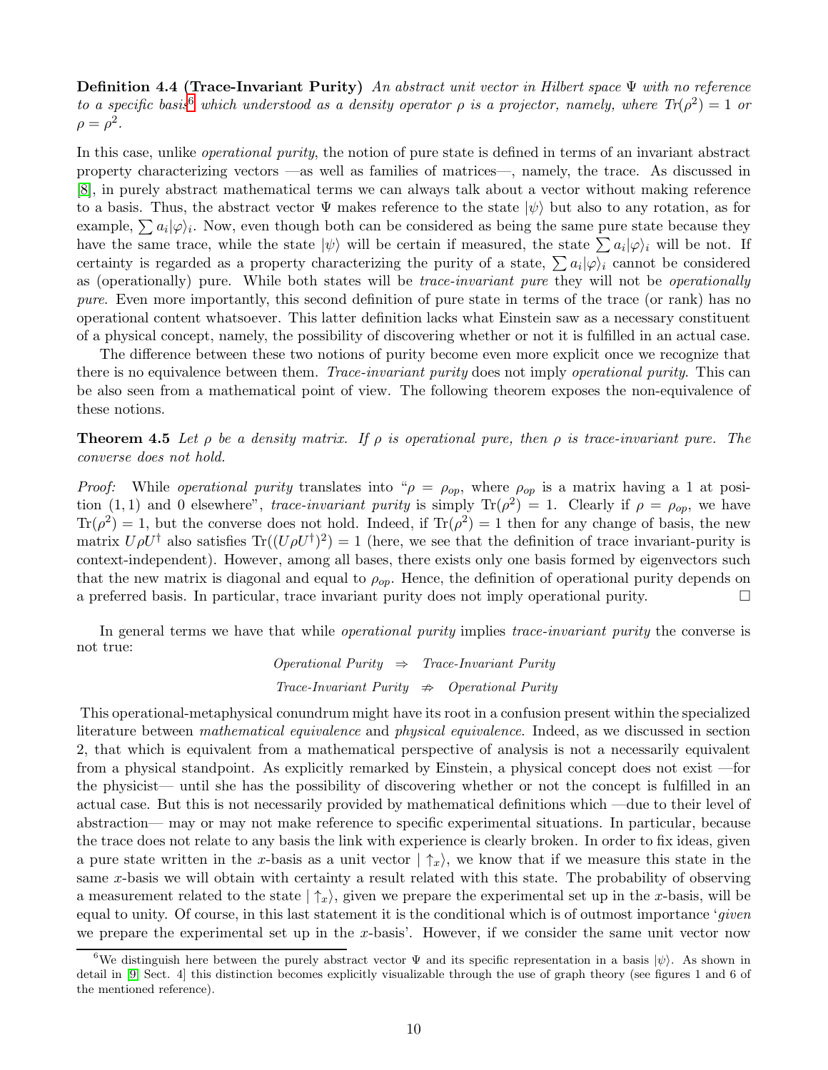**Definition 4.4 (Trace-Invariant Purity)** *An abstract unit vector in Hilbert space $\Psi$ with no reference to a specific basis*[6] *which understood as a density operator $\rho$ is a projector, namely, where $Tr(\rho^2) = 1$ or $\rho = \rho^2$.*

In this case, unlike *operational purity*, the notion of pure state is defined in terms of an invariant abstract property characterizing vectors —as well as families of matrices—, namely, the trace. As discussed in [8], in purely abstract mathematical terms we can always talk about a vector without making reference to a basis. Thus, the abstract vector $\Psi$ makes reference to the state $|\psi\rangle$ but also to any rotation, as for example, $\sum a_i|\varphi\rangle_i$. Now, even though both can be considered as being the same pure state because they have the same trace, while the state $|\psi\rangle$ will be certain if measured, the state $\sum a_i|\varphi\rangle_i$ will be not. If certainty is regarded as a property characterizing the purity of a state, $\sum a_i|\varphi\rangle_i$ cannot be considered as (operationally) pure. While both states will be *trace-invariant pure* they will not be *operationally pure*. Even more importantly, this second definition of pure state in terms of the trace (or rank) has no operational content whatsoever. This latter definition lacks what Einstein saw as a necessary constituent of a physical concept, namely, the possibility of discovering whether or not it is fulfilled in an actual case.

The difference between these two notions of purity become even more explicit once we recognize that there is no equivalence between them. *Trace-invariant purity* does not imply *operational purity*. This can be also seen from a mathematical point of view. The following theorem exposes the non-equivalence of these notions.

**Theorem 4.5** *Let $\rho$ be a density matrix. If $\rho$ is operational pure, then $\rho$ is trace-invariant pure. The converse does not hold.*

*Proof:* While *operational purity* translates into "$\rho = \rho_{op}$, where $\rho_{op}$ is a matrix having a 1 at position $(1,1)$ and 0 elsewhere", *trace-invariant purity* is simply $\text{Tr}(\rho^2) = 1$. Clearly if $\rho = \rho_{op}$, we have $\text{Tr}(\rho^2) = 1$, but the converse does not hold. Indeed, if $\text{Tr}(\rho^2) = 1$ then for any change of basis, the new matrix $U\rho U^\dagger$ also satisfies $\text{Tr}((U\rho U^\dagger)^2) = 1$ (here, we see that the definition of trace invariant-purity is context-independent). However, among all bases, there exists only one basis formed by eigenvectors such that the new matrix is diagonal and equal to $\rho_{op}$. Hence, the definition of operational purity depends on a preferred basis. In particular, trace invariant purity does not imply operational purity. □

In general terms we have that while *operational purity* implies *trace-invariant purity* the converse is not true:

$$\textit{Operational Purity} \;\Rightarrow\; \textit{Trace-Invariant Purity}$$

$$\textit{Trace-Invariant Purity} \;\not\Rightarrow\; \textit{Operational Purity}$$

This operational-metaphysical conundrum might have its root in a confusion present within the specialized literature between *mathematical equivalence* and *physical equivalence*. Indeed, as we discussed in section 2, that which is equivalent from a mathematical perspective of analysis is not a necessarily equivalent from a physical standpoint. As explicitly remarked by Einstein, a physical concept does not exist —for the physicist— until she has the possibility of discovering whether or not the concept is fulfilled in an actual case. But this is not necessarily provided by mathematical definitions which —due to their level of abstraction— may or may not make reference to specific experimental situations. In particular, because the trace does not relate to any basis the link with experience is clearly broken. In order to fix ideas, given a pure state written in the $x$-basis as a unit vector $|\uparrow_x\rangle$, we know that if we measure this state in the same $x$-basis we will obtain with certainty a result related with this state. The probability of observing a measurement related to the state $|\uparrow_x\rangle$, given we prepare the experimental set up in the $x$-basis, will be equal to unity. Of course, in this last statement it is the conditional which is of outmost importance '*given* we prepare the experimental set up in the $x$-basis'. However, if we consider the same unit vector now

[6] We distinguish here between the purely abstract vector $\Psi$ and its specific representation in a basis $|\psi\rangle$. As shown in detail in [9, Sect. 4] this distinction becomes explicitly visualizable through the use of graph theory (see figures 1 and 6 of the mentioned reference).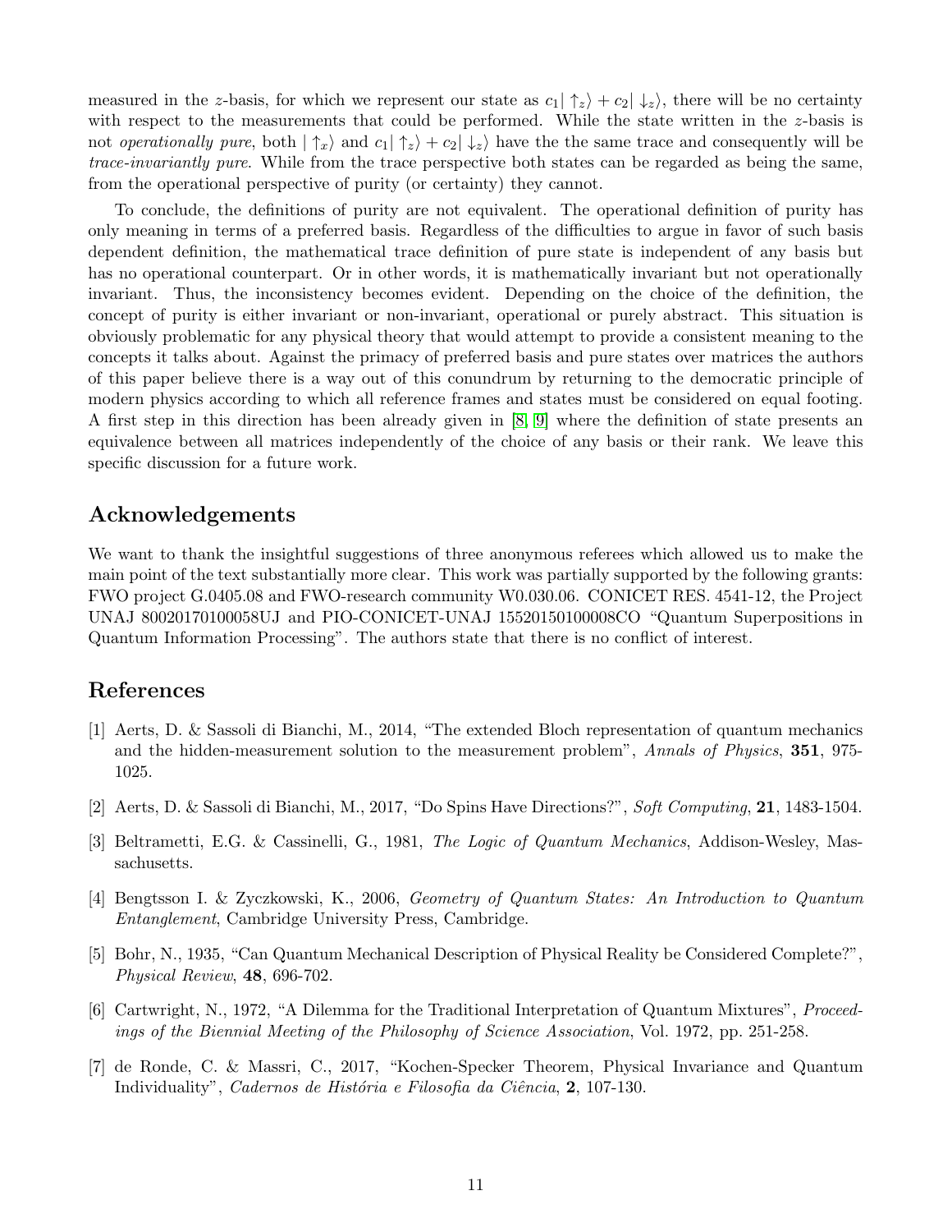measured in the $z$-basis, for which we represent our state as $c_1|\uparrow_z\rangle + c_2|\downarrow_z\rangle$, there will be no certainty with respect to the measurements that could be performed. While the state written in the $z$-basis is not *operationally pure*, both $|\uparrow_x\rangle$ and $c_1|\uparrow_z\rangle + c_2|\downarrow_z\rangle$ have the the same trace and consequently will be *trace-invariantly pure*. While from the trace perspective both states can be regarded as being the same, from the operational perspective of purity (or certainty) they cannot.

To conclude, the definitions of purity are not equivalent. The operational definition of purity has only meaning in terms of a preferred basis. Regardless of the difficulties to argue in favor of such basis dependent definition, the mathematical trace definition of pure state is independent of any basis but has no operational counterpart. Or in other words, it is mathematically invariant but not operationally invariant. Thus, the inconsistency becomes evident. Depending on the choice of the definition, the concept of purity is either invariant or non-invariant, operational or purely abstract. This situation is obviously problematic for any physical theory that would attempt to provide a consistent meaning to the concepts it talks about. Against the primacy of preferred basis and pure states over matrices the authors of this paper believe there is a way out of this conundrum by returning to the democratic principle of modern physics according to which all reference frames and states must be considered on equal footing. A first step in this direction has been already given in [8, 9] where the definition of state presents an equivalence between all matrices independently of the choice of any basis or their rank. We leave this specific discussion for a future work.

## Acknowledgements

We want to thank the insightful suggestions of three anonymous referees which allowed us to make the main point of the text substantially more clear. This work was partially supported by the following grants: FWO project G.0405.08 and FWO-research community W0.030.06. CONICET RES. 4541-12, the Project UNAJ 80020170100058UJ and PIO-CONICET-UNAJ 15520150100008CO "Quantum Superpositions in Quantum Information Processing". The authors state that there is no conflict of interest.

## References

[1] Aerts, D. & Sassoli di Bianchi, M., 2014, "The extended Bloch representation of quantum mechanics and the hidden-measurement solution to the measurement problem", *Annals of Physics*, **351**, 975-1025.

[2] Aerts, D. & Sassoli di Bianchi, M., 2017, "Do Spins Have Directions?", *Soft Computing*, **21**, 1483-1504.

[3] Beltrametti, E.G. & Cassinelli, G., 1981, *The Logic of Quantum Mechanics*, Addison-Wesley, Massachusetts.

[4] Bengtsson I. & Zyczkowski, K., 2006, *Geometry of Quantum States: An Introduction to Quantum Entanglement*, Cambridge University Press, Cambridge.

[5] Bohr, N., 1935, "Can Quantum Mechanical Description of Physical Reality be Considered Complete?", *Physical Review*, **48**, 696-702.

[6] Cartwright, N., 1972, "A Dilemma for the Traditional Interpretation of Quantum Mixtures", *Proceedings of the Biennial Meeting of the Philosophy of Science Association*, Vol. 1972, pp. 251-258.

[7] de Ronde, C. & Massri, C., 2017, "Kochen-Specker Theorem, Physical Invariance and Quantum Individuality", *Cadernos de História e Filosofia da Ciência*, **2**, 107-130.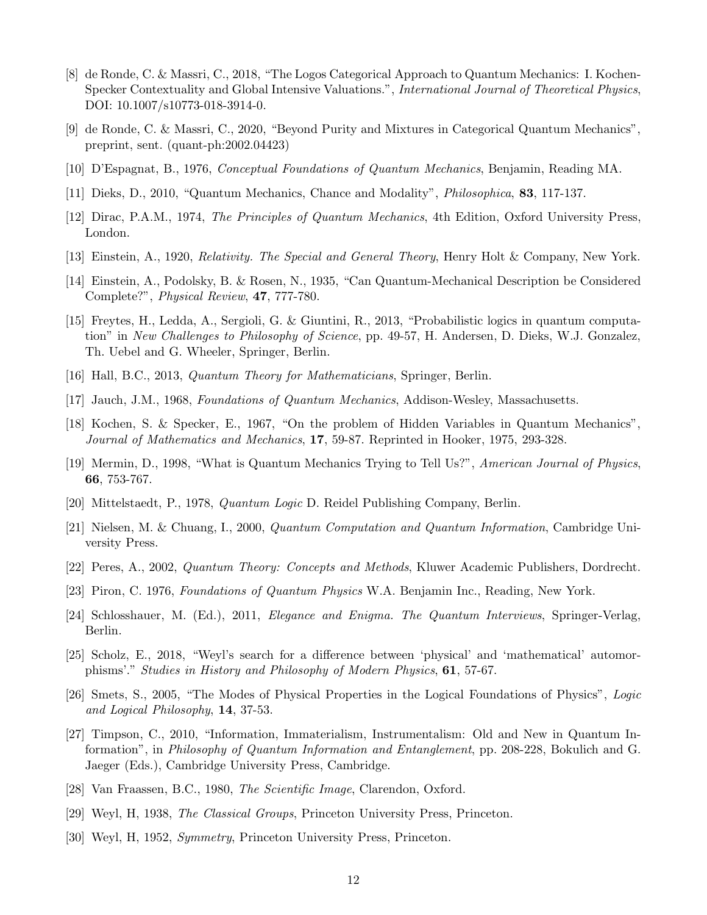[8] de Ronde, C. & Massri, C., 2018, "The Logos Categorical Approach to Quantum Mechanics: I. Kochen-Specker Contextuality and Global Intensive Valuations.", *International Journal of Theoretical Physics*, DOI: 10.1007/s10773-018-3914-0.

[9] de Ronde, C. & Massri, C., 2020, "Beyond Purity and Mixtures in Categorical Quantum Mechanics", preprint, sent. (quant-ph:2002.04423)

[10] D'Espagnat, B., 1976, *Conceptual Foundations of Quantum Mechanics*, Benjamin, Reading MA.

[11] Dieks, D., 2010, "Quantum Mechanics, Chance and Modality", *Philosophica*, **83**, 117-137.

[12] Dirac, P.A.M., 1974, *The Principles of Quantum Mechanics*, 4th Edition, Oxford University Press, London.

[13] Einstein, A., 1920, *Relativity. The Special and General Theory*, Henry Holt & Company, New York.

[14] Einstein, A., Podolsky, B. & Rosen, N., 1935, "Can Quantum-Mechanical Description be Considered Complete?", *Physical Review*, **47**, 777-780.

[15] Freytes, H., Ledda, A., Sergioli, G. & Giuntini, R., 2013, "Probabilistic logics in quantum computation" in *New Challenges to Philosophy of Science*, pp. 49-57, H. Andersen, D. Dieks, W.J. Gonzalez, Th. Uebel and G. Wheeler, Springer, Berlin.

[16] Hall, B.C., 2013, *Quantum Theory for Mathematicians*, Springer, Berlin.

[17] Jauch, J.M., 1968, *Foundations of Quantum Mechanics*, Addison-Wesley, Massachusetts.

[18] Kochen, S. & Specker, E., 1967, "On the problem of Hidden Variables in Quantum Mechanics", *Journal of Mathematics and Mechanics*, **17**, 59-87. Reprinted in Hooker, 1975, 293-328.

[19] Mermin, D., 1998, "What is Quantum Mechanics Trying to Tell Us?", *American Journal of Physics*, **66**, 753-767.

[20] Mittelstaedt, P., 1978, *Quantum Logic* D. Reidel Publishing Company, Berlin.

[21] Nielsen, M. & Chuang, I., 2000, *Quantum Computation and Quantum Information*, Cambridge University Press.

[22] Peres, A., 2002, *Quantum Theory: Concepts and Methods*, Kluwer Academic Publishers, Dordrecht.

[23] Piron, C. 1976, *Foundations of Quantum Physics* W.A. Benjamin Inc., Reading, New York.

[24] Schlosshauer, M. (Ed.), 2011, *Elegance and Enigma. The Quantum Interviews*, Springer-Verlag, Berlin.

[25] Scholz, E., 2018, "Weyl's search for a difference between 'physical' and 'mathematical' automorphisms'." *Studies in History and Philosophy of Modern Physics*, **61**, 57-67.

[26] Smets, S., 2005, "The Modes of Physical Properties in the Logical Foundations of Physics", *Logic and Logical Philosophy*, **14**, 37-53.

[27] Timpson, C., 2010, "Information, Immaterialism, Instrumentalism: Old and New in Quantum Information", in *Philosophy of Quantum Information and Entanglement*, pp. 208-228, Bokulich and G. Jaeger (Eds.), Cambridge University Press, Cambridge.

[28] Van Fraassen, B.C., 1980, *The Scientific Image*, Clarendon, Oxford.

[29] Weyl, H, 1938, *The Classical Groups*, Princeton University Press, Princeton.

[30] Weyl, H, 1952, *Symmetry*, Princeton University Press, Princeton.